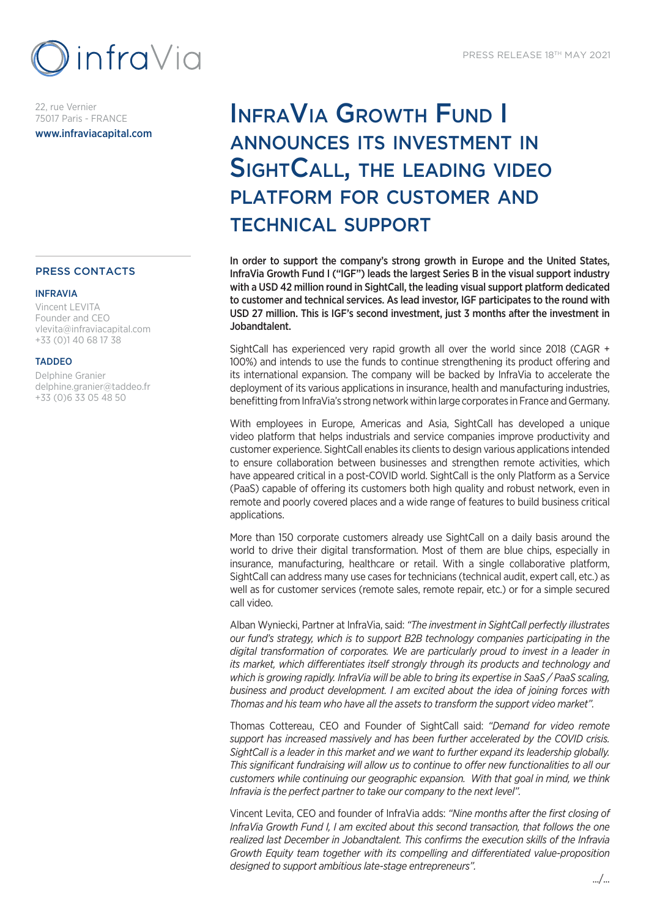infraVia

PRESS RELEASE 18TH MAY 2021

22, rue Vernier
75017 Paris - FRANCE
www.infraviacapital.com

# InfraVia Growth Fund I announces its investment in SightCall, the leading video platform for customer and technical support

**In order to support the company's strong growth in Europe and the United States, InfraVia Growth Fund I ("IGF") leads the largest Series B in the visual support industry with a USD 42 million round in SightCall, the leading visual support platform dedicated to customer and technical services. As lead investor, IGF participates to the round with USD 27 million. This is IGF's second investment, just 3 months after the investment in Jobandtalent.**

SightCall has experienced very rapid growth all over the world since 2018 (CAGR + 100%) and intends to use the funds to continue strengthening its product offering and its international expansion. The company will be backed by InfraVia to accelerate the deployment of its various applications in insurance, health and manufacturing industries, benefitting from InfraVia's strong network within large corporates in France and Germany.

With employees in Europe, Americas and Asia, SightCall has developed a unique video platform that helps industrials and service companies improve productivity and customer experience. SightCall enables its clients to design various applications intended to ensure collaboration between businesses and strengthen remote activities, which have appeared critical in a post-COVID world. SightCall is the only Platform as a Service (PaaS) capable of offering its customers both high quality and robust network, even in remote and poorly covered places and a wide range of features to build business critical applications.

More than 150 corporate customers already use SightCall on a daily basis around the world to drive their digital transformation. Most of them are blue chips, especially in insurance, manufacturing, healthcare or retail. With a single collaborative platform, SightCall can address many use cases for technicians (technical audit, expert call, etc.) as well as for customer services (remote sales, remote repair, etc.) or for a simple secured call video.

Alban Wyniecki, Partner at InfraVia, said: *"The investment in SightCall perfectly illustrates our fund's strategy, which is to support B2B technology companies participating in the digital transformation of corporates. We are particularly proud to invest in a leader in its market, which differentiates itself strongly through its products and technology and which is growing rapidly. InfraVia will be able to bring its expertise in SaaS / PaaS scaling, business and product development. I am excited about the idea of joining forces with Thomas and his team who have all the assets to transform the support video market".*

Thomas Cottereau, CEO and Founder of SightCall said: *"Demand for video remote support has increased massively and has been further accelerated by the COVID crisis. SightCall is a leader in this market and we want to further expand its leadership globally. This significant fundraising will allow us to continue to offer new functionalities to all our customers while continuing our geographic expansion. With that goal in mind, we think Infravia is the perfect partner to take our company to the next level".*

Vincent Levita, CEO and founder of InfraVia adds: *"Nine months after the first closing of InfraVia Growth Fund I, I am excited about this second transaction, that follows the one realized last December in Jobandtalent. This confirms the execution skills of the Infravia Growth Equity team together with its compelling and differentiated value-proposition designed to support ambitious late-stage entrepreneurs".*

…/…

## PRESS CONTACTS

**INFRAVIA**
Vincent LEVITA
Founder and CEO
vlevita@infraviacapital.com
+33 (0)1 40 68 17 38

**TADDEO**
Delphine Granier
delphine.granier@taddeo.fr
+33 (0)6 33 05 48 50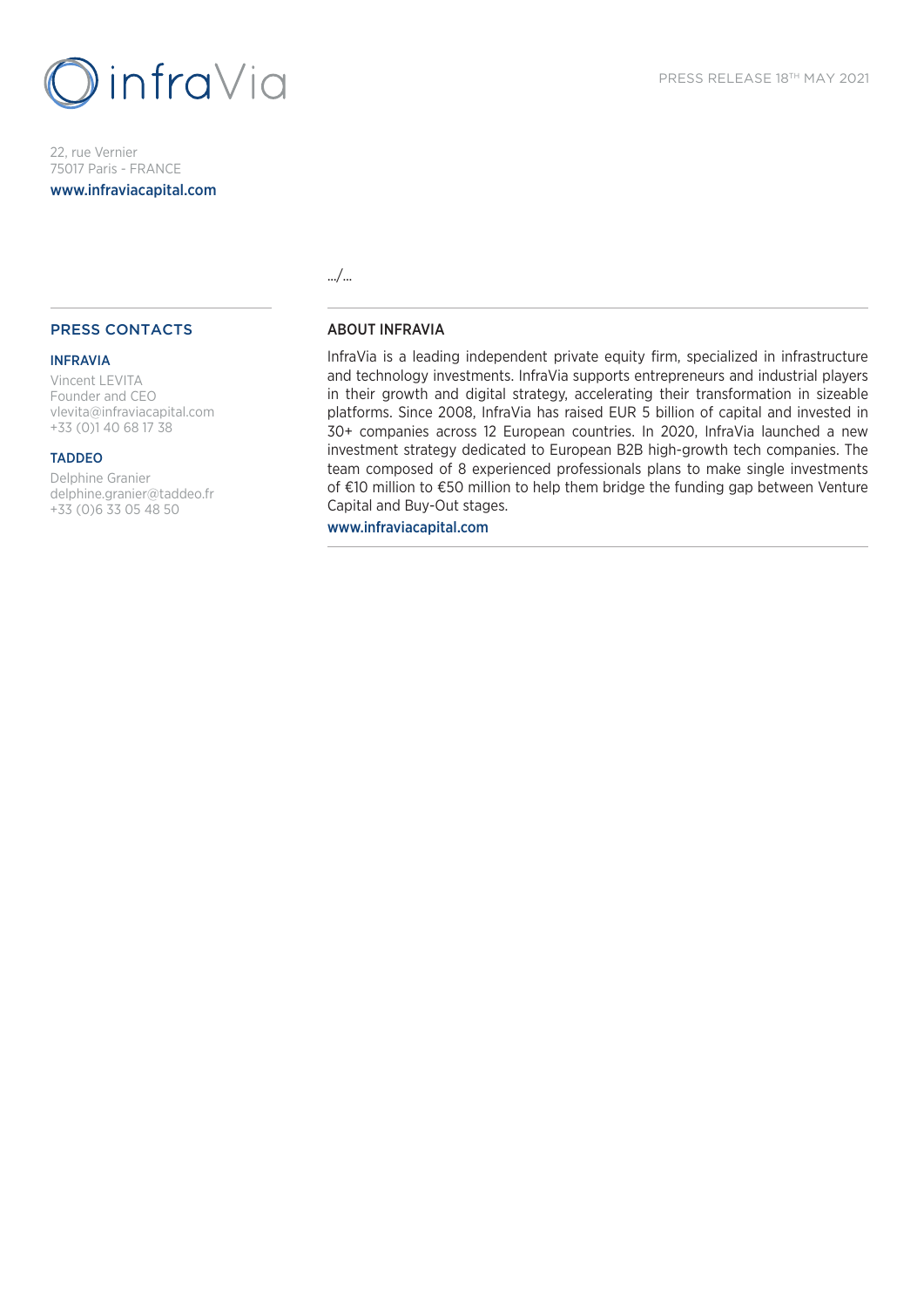22, rue Vernier
75017 Paris - FRANCE
www.infraviacapital.com

…/…

## PRESS CONTACTS

### INFRAVIA

Vincent LEVITA
Founder and CEO
vlevita@infraviacapital.com
+33 (0)1 40 68 17 38

### TADDEO

Delphine Granier
delphine.granier@taddeo.fr
+33 (0)6 33 05 48 50

## ABOUT INFRAVIA

InfraVia is a leading independent private equity firm, specialized in infrastructure and technology investments. InfraVia supports entrepreneurs and industrial players in their growth and digital strategy, accelerating their transformation in sizeable platforms. Since 2008, InfraVia has raised EUR 5 billion of capital and invested in 30+ companies across 12 European countries. In 2020, InfraVia launched a new investment strategy dedicated to European B2B high-growth tech companies. The team composed of 8 experienced professionals plans to make single investments of €10 million to €50 million to help them bridge the funding gap between Venture Capital and Buy-Out stages.

www.infraviacapital.com